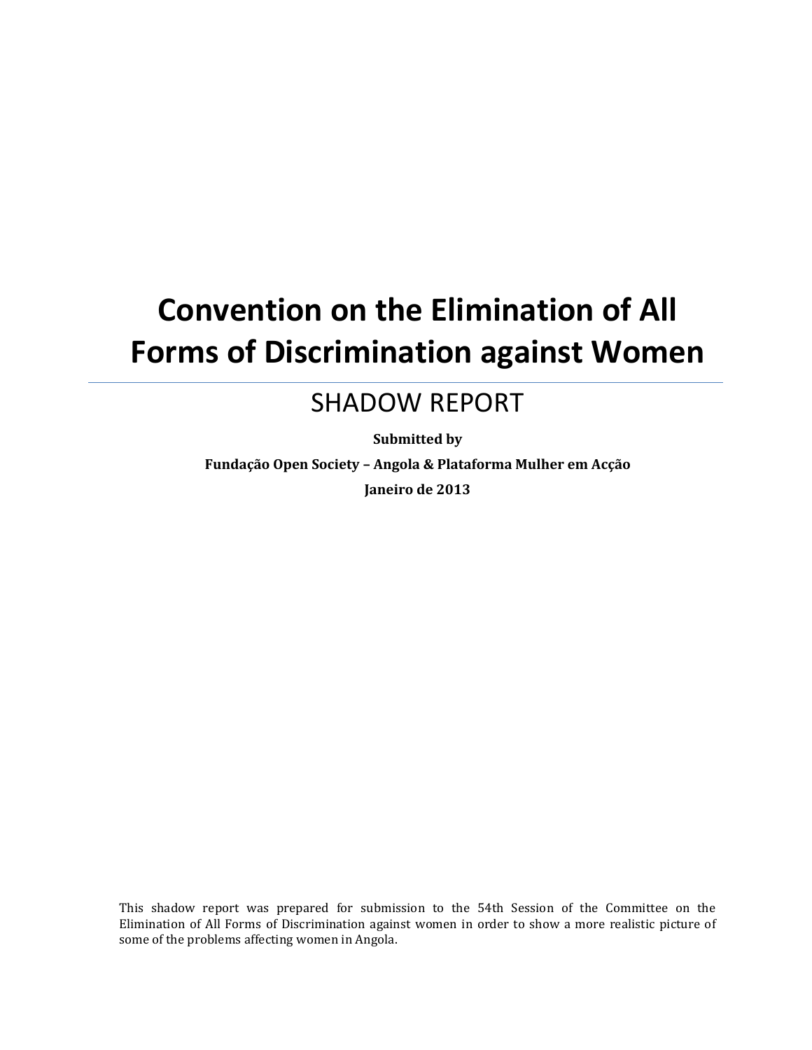# Convention on the Elimination of All Forms of Discrimination against Women

## SHADOW REPORT

**Submitted by**

**Fundação Open Society – Angola & Plataforma Mulher em Acção**

**Janeiro de 2013**

This shadow report was prepared for submission to the 54th Session of the Committee on the Elimination of All Forms of Discrimination against women in order to show a more realistic picture of some of the problems affecting women in Angola.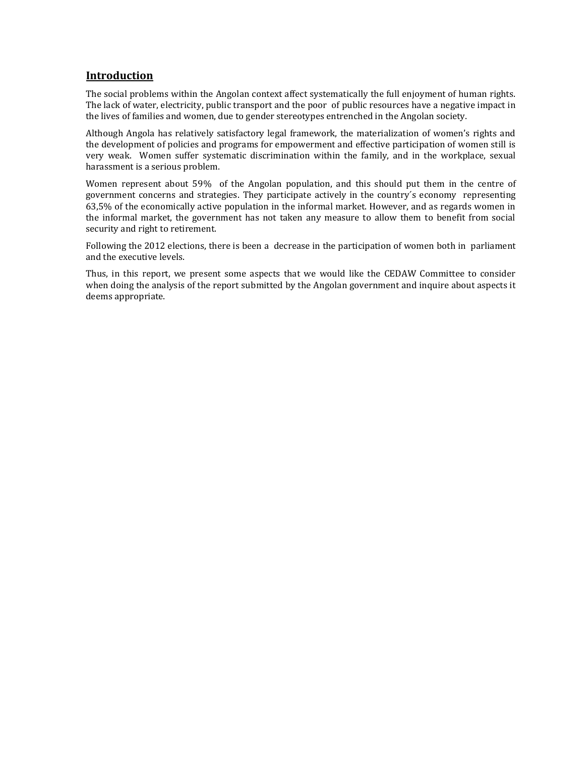## Introduction

The social problems within the Angolan context affect systematically the full enjoyment of human rights. The lack of water, electricity, public transport and the poor of public resources have a negative impact in the lives of families and women, due to gender stereotypes entrenched in the Angolan society.

Although Angola has relatively satisfactory legal framework, the materialization of women's rights and the development of policies and programs for empowerment and effective participation of women still is very weak. Women suffer systematic discrimination within the family, and in the workplace, sexual harassment is a serious problem.

Women represent about 59% of the Angolan population, and this should put them in the centre of government concerns and strategies. They participate actively in the country´s economy representing 63,5% of the economically active population in the informal market. However, and as regards women in the informal market, the government has not taken any measure to allow them to benefit from social security and right to retirement.

Following the 2012 elections, there is been a decrease in the participation of women both in parliament and the executive levels.

Thus, in this report, we present some aspects that we would like the CEDAW Committee to consider when doing the analysis of the report submitted by the Angolan government and inquire about aspects it deems appropriate.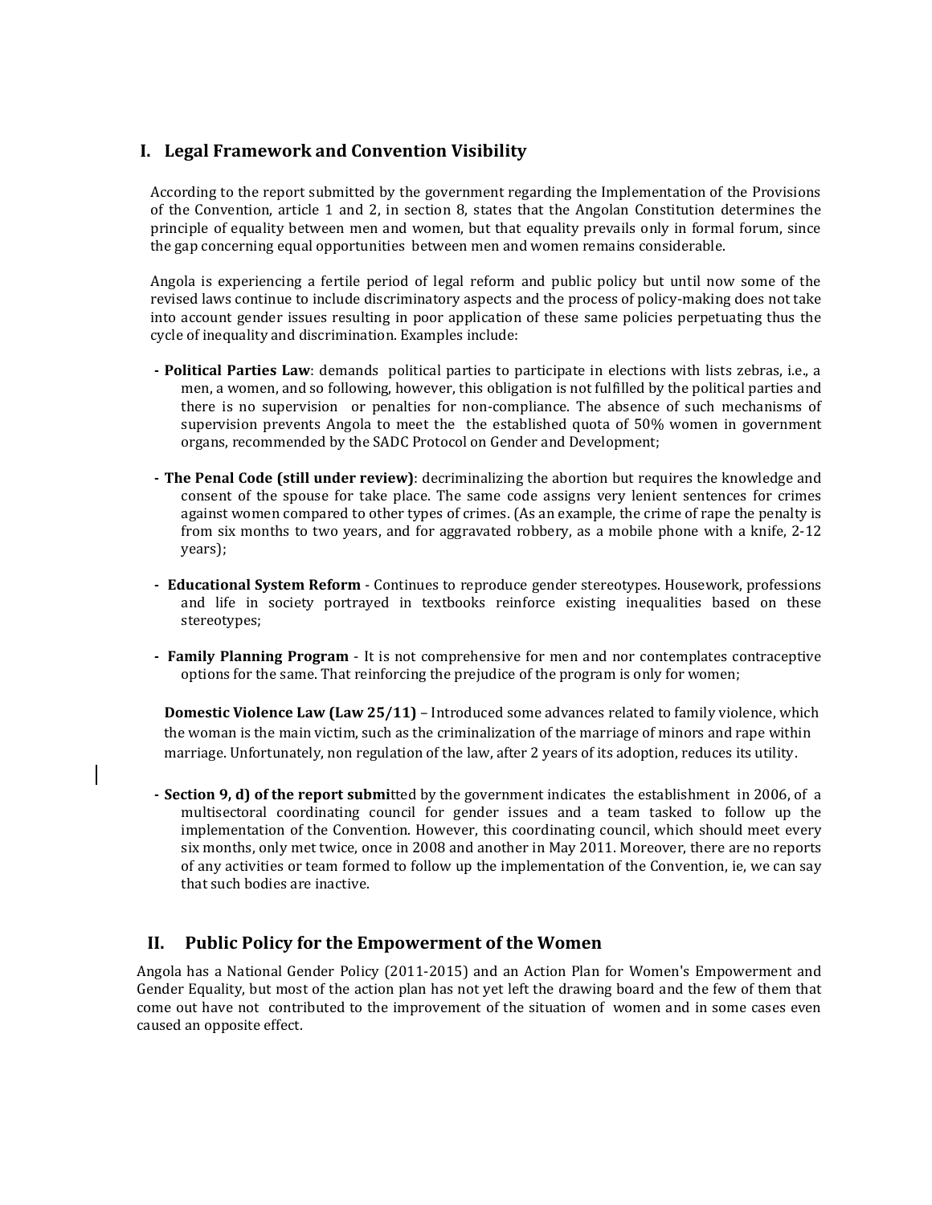## I. Legal Framework and Convention Visibility

According to the report submitted by the government regarding the Implementation of the Provisions of the Convention, article 1 and 2, in section 8, states that the Angolan Constitution determines the principle of equality between men and women, but that equality prevails only in formal forum, since the gap concerning equal opportunities between men and women remains considerable.

Angola is experiencing a fertile period of legal reform and public policy but until now some of the revised laws continue to include discriminatory aspects and the process of policy-making does not take into account gender issues resulting in poor application of these same policies perpetuating thus the cycle of inequality and discrimination. Examples include:

- **Political Parties Law**: demands political parties to participate in elections with lists zebras, i.e., a men, a women, and so following, however, this obligation is not fulfilled by the political parties and there is no supervision or penalties for non-compliance. The absence of such mechanisms of supervision prevents Angola to meet the the established quota of 50% women in government organs, recommended by the SADC Protocol on Gender and Development;

- **The Penal Code (still under review)**: decriminalizing the abortion but requires the knowledge and consent of the spouse for take place. The same code assigns very lenient sentences for crimes against women compared to other types of crimes. (As an example, the crime of rape the penalty is from six months to two years, and for aggravated robbery, as a mobile phone with a knife, 2-12 years);

- **Educational System Reform** - Continues to reproduce gender stereotypes. Housework, professions and life in society portrayed in textbooks reinforce existing inequalities based on these stereotypes;

- **Family Planning Program** - It is not comprehensive for men and nor contemplates contraceptive options for the same. That reinforcing the prejudice of the program is only for women;

**Domestic Violence Law (Law 25/11)** – Introduced some advances related to family violence, which the woman is the main victim, such as the criminalization of the marriage of minors and rape within marriage. Unfortunately, non regulation of the law, after 2 years of its adoption, reduces its utility.

- **Section 9, d) of the report submi**tted by the government indicates the establishment in 2006, of a multisectoral coordinating council for gender issues and a team tasked to follow up the implementation of the Convention. However, this coordinating council, which should meet every six months, only met twice, once in 2008 and another in May 2011. Moreover, there are no reports of any activities or team formed to follow up the implementation of the Convention, ie, we can say that such bodies are inactive.

## II. Public Policy for the Empowerment of the Women

Angola has a National Gender Policy (2011-2015) and an Action Plan for Women's Empowerment and Gender Equality, but most of the action plan has not yet left the drawing board and the few of them that come out have not contributed to the improvement of the situation of women and in some cases even caused an opposite effect.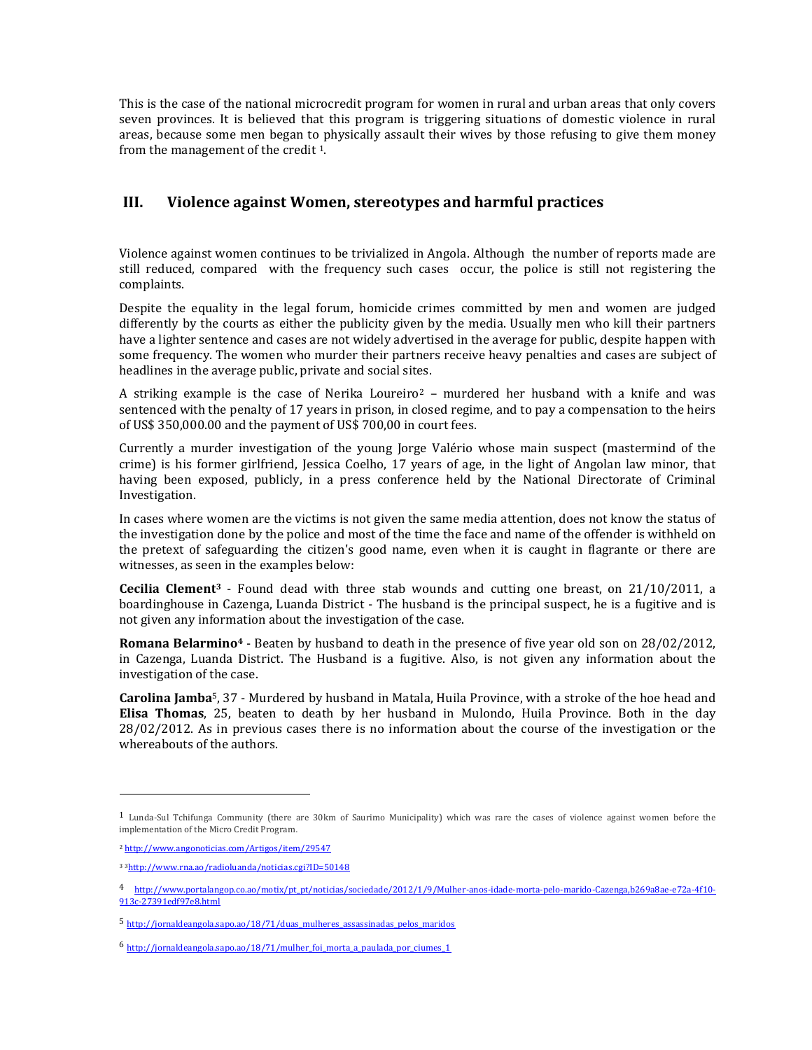This is the case of the national microcredit program for women in rural and urban areas that only covers seven provinces. It is believed that this program is triggering situations of domestic violence in rural areas, because some men began to physically assault their wives by those refusing to give them money from the management of the credit [1].

## III. Violence against Women, stereotypes and harmful practices

Violence against women continues to be trivialized in Angola. Although the number of reports made are still reduced, compared with the frequency such cases occur, the police is still not registering the complaints.

Despite the equality in the legal forum, homicide crimes committed by men and women are judged differently by the courts as either the publicity given by the media. Usually men who kill their partners have a lighter sentence and cases are not widely advertised in the average for public, despite happen with some frequency. The women who murder their partners receive heavy penalties and cases are subject of headlines in the average public, private and social sites.

A striking example is the case of Nerika Loureiro[2] – murdered her husband with a knife and was sentenced with the penalty of 17 years in prison, in closed regime, and to pay a compensation to the heirs of US$ 350,000.00 and the payment of US$ 700,00 in court fees.

Currently a murder investigation of the young Jorge Valério whose main suspect (mastermind of the crime) is his former girlfriend, Jessica Coelho, 17 years of age, in the light of Angolan law minor, that having been exposed, publicly, in a press conference held by the National Directorate of Criminal Investigation.

In cases where women are the victims is not given the same media attention, does not know the status of the investigation done by the police and most of the time the face and name of the offender is withheld on the pretext of safeguarding the citizen's good name, even when it is caught in flagrante or there are witnesses, as seen in the examples below:

**Cecilia Clement**[3] - Found dead with three stab wounds and cutting one breast, on 21/10/2011, a boardinghouse in Cazenga, Luanda District - The husband is the principal suspect, he is a fugitive and is not given any information about the investigation of the case.

**Romana Belarmino**[4] - Beaten by husband to death in the presence of five year old son on 28/02/2012, in Cazenga, Luanda District. The Husband is a fugitive. Also, is not given any information about the investigation of the case.

**Carolina Jamba**[5], 37 - Murdered by husband in Matala, Huila Province, with a stroke of the hoe head and **Elisa Thomas**, 25, beaten to death by her husband in Mulondo, Huila Province. Both in the day 28/02/2012. As in previous cases there is no information about the course of the investigation or the whereabouts of the authors.

---

[1] Lunda-Sul Tchifunga Community (there are 30km of Saurimo Municipality) which was rare the cases of violence against women before the implementation of the Micro Credit Program.

[2] http://www.angonoticias.com/Artigos/item/29547

[3] 3http://www.rna.ao/radioluanda/noticias.cgi?ID=50148

[4] http://www.portalangop.co.ao/motix/pt_pt/noticias/sociedade/2012/1/9/Mulher-anos-idade-morta-pelo-marido-Cazenga,b269a8ae-e72a-4f10-913c-27391edf97e8.html

[5] http://jornaldeangola.sapo.ao/18/71/duas_mulheres_assassinadas_pelos_maridos

[6] http://jornaldeangola.sapo.ao/18/71/mulher_foi_morta_a_paulada_por_ciumes_1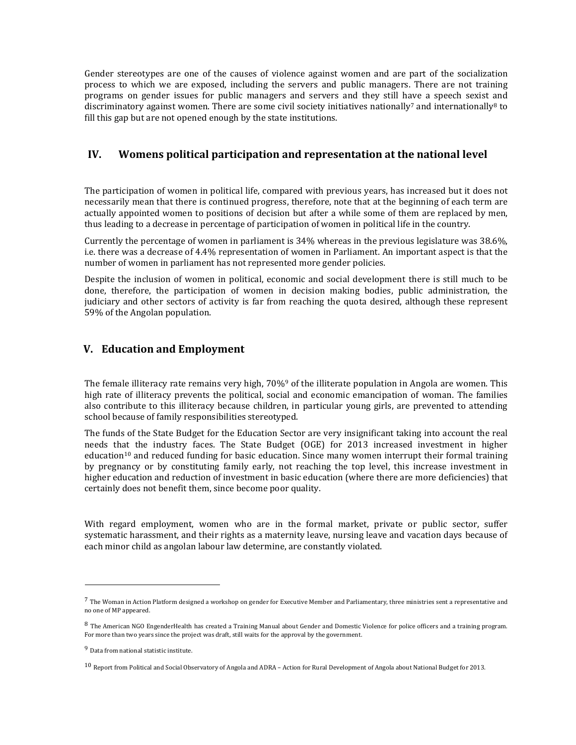Gender stereotypes are one of the causes of violence against women and are part of the socialization process to which we are exposed, including the servers and public managers. There are not training programs on gender issues for public managers and servers and they still have a speech sexist and discriminatory against women. There are some civil society initiatives nationally[7] and internationally[8] to fill this gap but are not opened enough by the state institutions.

## IV. Womens political participation and representation at the national level

The participation of women in political life, compared with previous years, has increased but it does not necessarily mean that there is continued progress, therefore, note that at the beginning of each term are actually appointed women to positions of decision but after a while some of them are replaced by men, thus leading to a decrease in percentage of participation of women in political life in the country.

Currently the percentage of women in parliament is 34% whereas in the previous legislature was 38.6%, i.e. there was a decrease of 4.4% representation of women in Parliament. An important aspect is that the number of women in parliament has not represented more gender policies.

Despite the inclusion of women in political, economic and social development there is still much to be done, therefore, the participation of women in decision making bodies, public administration, the judiciary and other sectors of activity is far from reaching the quota desired, although these represent 59% of the Angolan population.

## V. Education and Employment

The female illiteracy rate remains very high, 70%[9] of the illiterate population in Angola are women. This high rate of illiteracy prevents the political, social and economic emancipation of woman. The families also contribute to this illiteracy because children, in particular young girls, are prevented to attending school because of family responsibilities stereotyped.

The funds of the State Budget for the Education Sector are very insignificant taking into account the real needs that the industry faces. The State Budget (OGE) for 2013 increased investment in higher education[10] and reduced funding for basic education. Since many women interrupt their formal training by pregnancy or by constituting family early, not reaching the top level, this increase investment in higher education and reduction of investment in basic education (where there are more deficiencies) that certainly does not benefit them, since become poor quality.

With regard employment, women who are in the formal market, private or public sector, suffer systematic harassment, and their rights as a maternity leave, nursing leave and vacation days because of each minor child as angolan labour law determine, are constantly violated.

---

[7] The Woman in Action Platform designed a workshop on gender for Executive Member and Parliamentary, three ministries sent a representative and no one of MP appeared.

[8] The American NGO EngenderHealth has created a Training Manual about Gender and Domestic Violence for police officers and a training program. For more than two years since the project was draft, still waits for the approval by the government.

[9] Data from national statistic institute.

[10] Report from Political and Social Observatory of Angola and ADRA – Action for Rural Development of Angola about National Budget for 2013.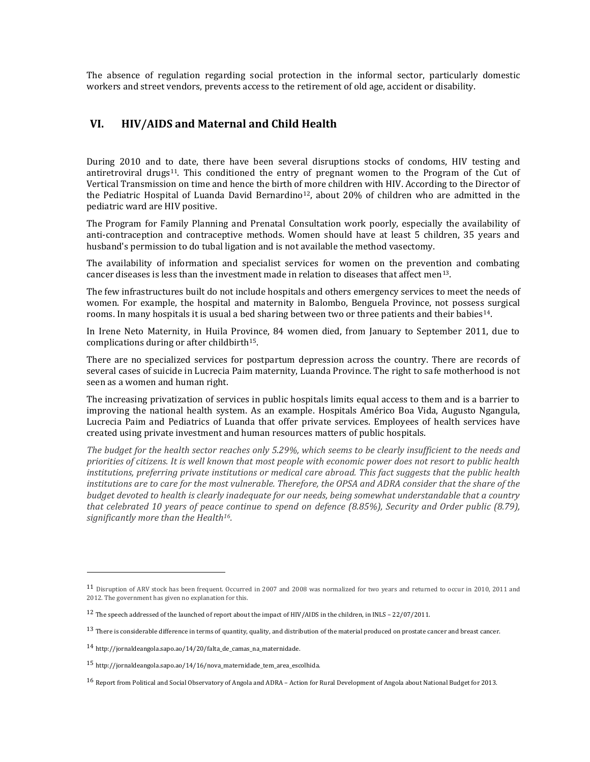The absence of regulation regarding social protection in the informal sector, particularly domestic workers and street vendors, prevents access to the retirement of old age, accident or disability.

## VI. HIV/AIDS and Maternal and Child Health

During 2010 and to date, there have been several disruptions stocks of condoms, HIV testing and antiretroviral drugs[11]. This conditioned the entry of pregnant women to the Program of the Cut of Vertical Transmission on time and hence the birth of more children with HIV. According to the Director of the Pediatric Hospital of Luanda David Bernardino[12], about 20% of children who are admitted in the pediatric ward are HIV positive.

The Program for Family Planning and Prenatal Consultation work poorly, especially the availability of anti-contraception and contraceptive methods. Women should have at least 5 children, 35 years and husband's permission to do tubal ligation and is not available the method vasectomy.

The availability of information and specialist services for women on the prevention and combating cancer diseases is less than the investment made in relation to diseases that affect men[13].

The few infrastructures built do not include hospitals and others emergency services to meet the needs of women. For example, the hospital and maternity in Balombo, Benguela Province, not possess surgical rooms. In many hospitals it is usual a bed sharing between two or three patients and their babies[14].

In Irene Neto Maternity, in Huila Province, 84 women died, from January to September 2011, due to complications during or after childbirth[15].

There are no specialized services for postpartum depression across the country. There are records of several cases of suicide in Lucrecia Paim maternity, Luanda Province. The right to safe motherhood is not seen as a women and human right.

The increasing privatization of services in public hospitals limits equal access to them and is a barrier to improving the national health system. As an example. Hospitals Américo Boa Vida, Augusto Ngangula, Lucrecia Paim and Pediatrics of Luanda that offer private services. Employees of health services have created using private investment and human resources matters of public hospitals.

*The budget for the health sector reaches only 5.29%, which seems to be clearly insufficient to the needs and priorities of citizens. It is well known that most people with economic power does not resort to public health institutions, preferring private institutions or medical care abroad. This fact suggests that the public health institutions are to care for the most vulnerable. Therefore, the OPSA and ADRA consider that the share of the budget devoted to health is clearly inadequate for our needs, being somewhat understandable that a country that celebrated 10 years of peace continue to spend on defence (8.85%), Security and Order public (8.79), significantly more than the Health[16].*

---

[11] Disruption of ARV stock has been frequent. Occurred in 2007 and 2008 was normalized for two years and returned to occur in 2010, 2011 and 2012. The government has given no explanation for this.

[12] The speech addressed of the launched of report about the impact of HIV/AIDS in the children, in INLS – 22/07/2011.

[13] There is considerable difference in terms of quantity, quality, and distribution of the material produced on prostate cancer and breast cancer.

[14] http://jornaldeangola.sapo.ao/14/20/falta_de_camas_na_maternidade.

[15] http://jornaldeangola.sapo.ao/14/16/nova_maternidade_tem_area_escolhida.

[16] Report from Political and Social Observatory of Angola and ADRA – Action for Rural Development of Angola about National Budget for 2013.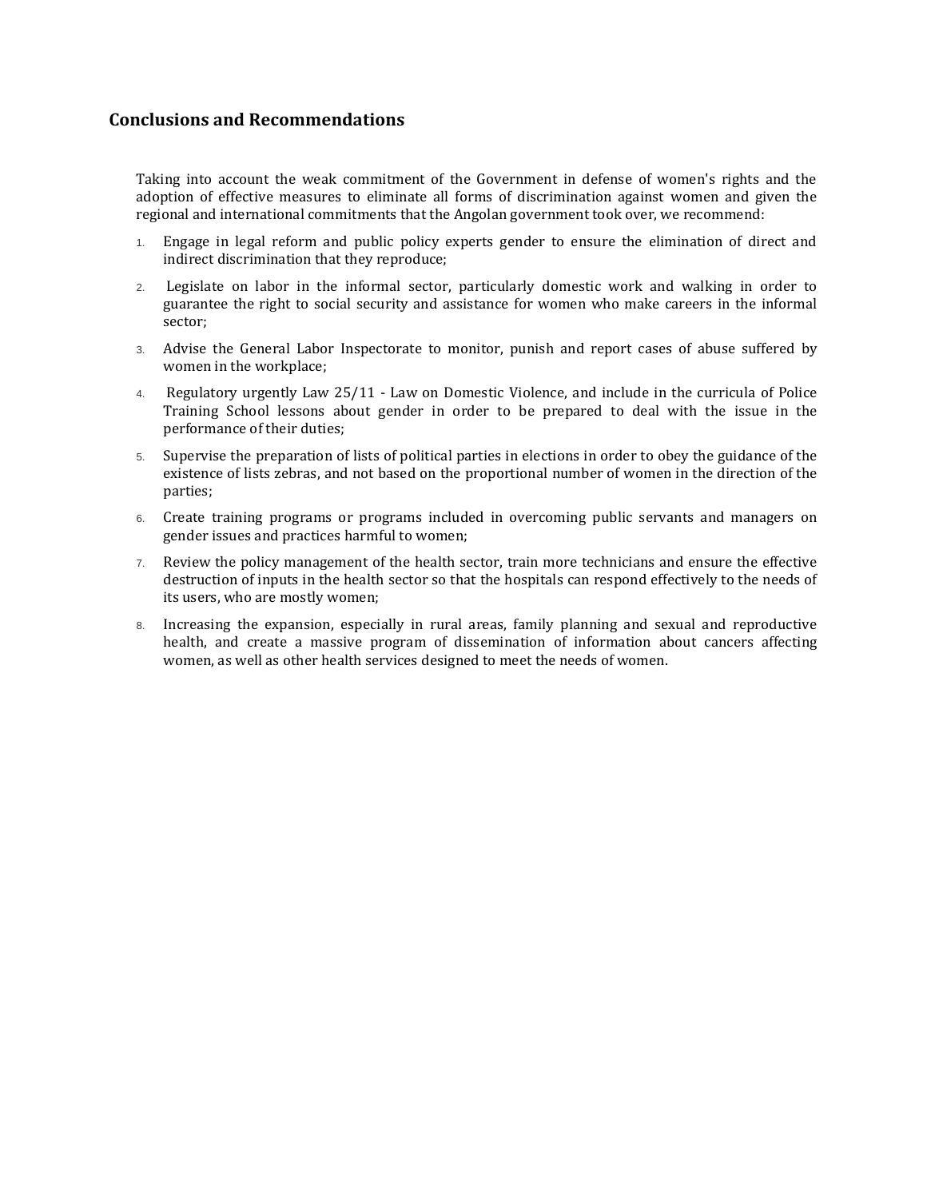## Conclusions and Recommendations

Taking into account the weak commitment of the Government in defense of women's rights and the adoption of effective measures to eliminate all forms of discrimination against women and given the regional and international commitments that the Angolan government took over, we recommend:

1. Engage in legal reform and public policy experts gender to ensure the elimination of direct and indirect discrimination that they reproduce;
2. Legislate on labor in the informal sector, particularly domestic work and walking in order to guarantee the right to social security and assistance for women who make careers in the informal sector;
3. Advise the General Labor Inspectorate to monitor, punish and report cases of abuse suffered by women in the workplace;
4. Regulatory urgently Law 25/11 - Law on Domestic Violence, and include in the curricula of Police Training School lessons about gender in order to be prepared to deal with the issue in the performance of their duties;
5. Supervise the preparation of lists of political parties in elections in order to obey the guidance of the existence of lists zebras, and not based on the proportional number of women in the direction of the parties;
6. Create training programs or programs included in overcoming public servants and managers on gender issues and practices harmful to women;
7. Review the policy management of the health sector, train more technicians and ensure the effective destruction of inputs in the health sector so that the hospitals can respond effectively to the needs of its users, who are mostly women;
8. Increasing the expansion, especially in rural areas, family planning and sexual and reproductive health, and create a massive program of dissemination of information about cancers affecting women, as well as other health services designed to meet the needs of women.